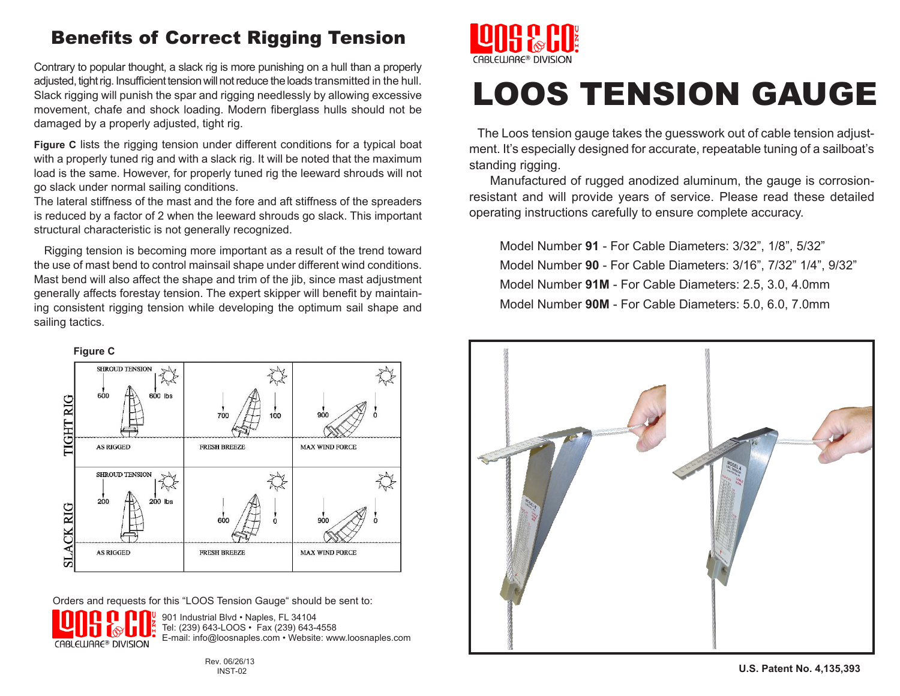## Benefits of Correct Rigging Tension

Contrary to popular thought, a slack rig is more punishing on a hull than a properly adjusted, tight rig. Insufficient tension will not reduce the loads transmitted in the hull. Slack rigging will punish the spar and rigging needlessly by allowing excessive movement, chafe and shock loading. Modern fiberglass hulls should not be damaged by a properly adjusted, tight rig.

**Figure C** lists the rigging tension under different conditions for a typical boat with a properly tuned rig and with a slack rig. It will be noted that the maximum load is the same. However, for properly tuned rig the leeward shrouds will not go slack under normal sailing conditions.
The lateral stiffness of the mast and the fore and aft stiffness of the spreaders is reduced by a factor of 2 when the leeward shrouds go slack. This important structural characteristic is not generally recognized.

Rigging tension is becoming more important as a result of the trend toward the use of mast bend to control mainsail shape under different wind conditions. Mast bend will also affect the shape and trim of the jib, since mast adjustment generally affects forestay tension. The expert skipper will benefit by maintaining consistent rigging tension while developing the optimum sail shape and sailing tactics.

**Figure C**

| | AS RIGGED | FRESH BREEZE | MAX WIND FORCE |
|---|---|---|---|
| TIGHT RIG | SHROUD TENSION 600 / 600 lbs | 700 / 100 | 900 / 0 |
| SLACK RIG | SHROUD TENSION 200 / 200 lbs | 600 / 0 | 900 / 0 |

Orders and requests for this "LOOS Tension Gauge" should be sent to:

LOOS & CO. INC. CABLEWARE® DIVISION
901 Industrial Blvd • Naples, FL 34104
Tel: (239) 643-LOOS • Fax (239) 643-4558
E-mail: info@loosnaples.com • Website: www.loosnaples.com

Rev. 06/26/13
INST-02

LOOS & CO. INC. CABLEWARE® DIVISION

# LOOS TENSION GAUGE

The Loos tension gauge takes the guesswork out of cable tension adjustment. It's especially designed for accurate, repeatable tuning of a sailboat's standing rigging.

Manufactured of rugged anodized aluminum, the gauge is corrosion-resistant and will provide years of service. Please read these detailed operating instructions carefully to ensure complete accuracy.

Model Number **91** - For Cable Diameters: 3/32", 1/8", 5/32"
Model Number **90** - For Cable Diameters: 3/16", 7/32" 1/4", 9/32"
Model Number **91M** - For Cable Diameters: 2.5, 3.0, 4.0mm
Model Number **90M** - For Cable Diameters: 5.0, 6.0, 7.0mm

**U.S. Patent No. 4,135,393**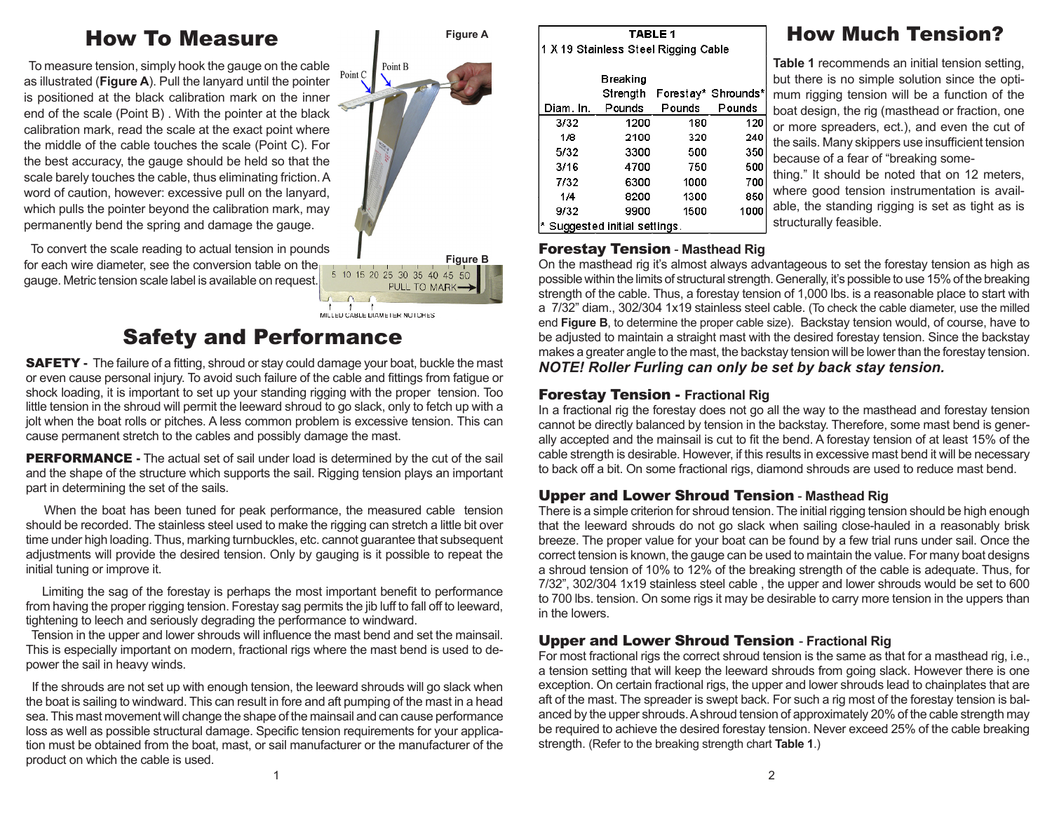# How To Measure

To measure tension, simply hook the gauge on the cable as illustrated (**Figure A**). Pull the lanyard until the pointer is positioned at the black calibration mark on the inner end of the scale (Point B) . With the pointer at the black calibration mark, read the scale at the exact point where the middle of the cable touches the scale (Point C). For the best accuracy, the gauge should be held so that the scale barely touches the cable, thus eliminating friction. A word of caution, however: excessive pull on the lanyard, which pulls the pointer beyond the calibration mark, may permanently bend the spring and damage the gauge.

To convert the scale reading to actual tension in pounds for each wire diameter, see the conversion table on the gauge. Metric tension scale label is available on request.

Figure A

Point C

Point B

Figure B

5 10 15 20 25 30 35 40 45 50

PULL TO MARK

MILLED CABLE DIAMETER NOTCHES

# Safety and Performance

**SAFETY -** The failure of a fitting, shroud or stay could damage your boat, buckle the mast or even cause personal injury. To avoid such failure of the cable and fittings from fatigue or shock loading, it is important to set up your standing rigging with the proper tension. Too little tension in the shroud will permit the leeward shroud to go slack, only to fetch up with a jolt when the boat rolls or pitches. A less common problem is excessive tension. This can cause permanent stretch to the cables and possibly damage the mast.

**PERFORMANCE -** The actual set of sail under load is determined by the cut of the sail and the shape of the structure which supports the sail. Rigging tension plays an important part in determining the set of the sails.

When the boat has been tuned for peak performance, the measured cable tension should be recorded. The stainless steel used to make the rigging can stretch a little bit over time under high loading. Thus, marking turnbuckles, etc. cannot guarantee that subsequent adjustments will provide the desired tension. Only by gauging is it possible to repeat the initial tuning or improve it.

Limiting the sag of the forestay is perhaps the most important benefit to performance from having the proper rigging tension. Forestay sag permits the jib luff to fall off to leeward, tightening to leech and seriously degrading the performance to windward.

Tension in the upper and lower shrouds will influence the mast bend and set the mainsail. This is especially important on modern, fractional rigs where the mast bend is used to de-power the sail in heavy winds.

If the shrouds are not set up with enough tension, the leeward shrouds will go slack when the boat is sailing to windward. This can result in fore and aft pumping of the mast in a head sea. This mast movement will change the shape of the mainsail and can cause performance loss as well as possible structural damage. Specific tension requirements for your application must be obtained from the boat, mast, or sail manufacturer or the manufacturer of the product on which the cable is used.

**TABLE 1**

1 X 19 Stainless Steel Rigging Cable

| Diam. In. | Breaking Strength Pounds | Forestay* Pounds | Shrounds* Pounds |
|---|---|---|---|
| 3/32 | 1200 | 180 | 120 |
| 1/8 | 2100 | 320 | 240 |
| 5/32 | 3300 | 500 | 350 |
| 3/16 | 4700 | 750 | 500 |
| 7/32 | 6300 | 1000 | 700 |
| 1/4 | 8200 | 1300 | 850 |
| 9/32 | 9900 | 1500 | 1000 |

\* Suggested initial settings.

# How Much Tension?

**Table 1** recommends an initial tension setting, but there is no simple solution since the optimum rigging tension will be a function of the boat design, the rig (masthead or fraction, one or more spreaders, ect.), and even the cut of the sails. Many skippers use insufficient tension because of a fear of "breaking something." It should be noted that on 12 meters, where good tension instrumentation is available, the standing rigging is set as tight as is structurally feasible.

## Forestay Tension - Masthead Rig

On the masthead rig it's almost always advantageous to set the forestay tension as high as possible within the limits of structural strength. Generally, it's possible to use 15% of the breaking strength of the cable. Thus, a forestay tension of 1,000 lbs. is a reasonable place to start with a 7/32" diam., 302/304 1x19 stainless steel cable. (To check the cable diameter, use the milled end **Figure B**, to determine the proper cable size). Backstay tension would, of course, have to be adjusted to maintain a straight mast with the desired forestay tension. Since the backstay makes a greater angle to the mast, the backstay tension will be lower than the forestay tension.

***NOTE! Roller Furling can only be set by back stay tension.***

## Forestay Tension - Fractional Rig

In a fractional rig the forestay does not go all the way to the masthead and forestay tension cannot be directly balanced by tension in the backstay. Therefore, some mast bend is generally accepted and the mainsail is cut to fit the bend. A forestay tension of at least 15% of the cable strength is desirable. However, if this results in excessive mast bend it will be necessary to back off a bit. On some fractional rigs, diamond shrouds are used to reduce mast bend.

## Upper and Lower Shroud Tension - Masthead Rig

There is a simple criterion for shroud tension. The initial rigging tension should be high enough that the leeward shrouds do not go slack when sailing close-hauled in a reasonably brisk breeze. The proper value for your boat can be found by a few trial runs under sail. Once the correct tension is known, the gauge can be used to maintain the value. For many boat designs a shroud tension of 10% to 12% of the breaking strength of the cable is adequate. Thus, for 7/32", 302/304 1x19 stainless steel cable , the upper and lower shrouds would be set to 600 to 700 lbs. tension. On some rigs it may be desirable to carry more tension in the uppers than in the lowers.

## Upper and Lower Shroud Tension - Fractional Rig

For most fractional rigs the correct shroud tension is the same as that for a masthead rig, i.e., a tension setting that will keep the leeward shrouds from going slack. However there is one exception. On certain fractional rigs, the upper and lower shrouds lead to chainplates that are aft of the mast. The spreader is swept back. For such a rig most of the forestay tension is balanced by the upper shrouds. A shroud tension of approximately 20% of the cable strength may be required to achieve the desired forestay tension. Never exceed 25% of the cable breaking strength. (Refer to the breaking strength chart **Table 1**.)